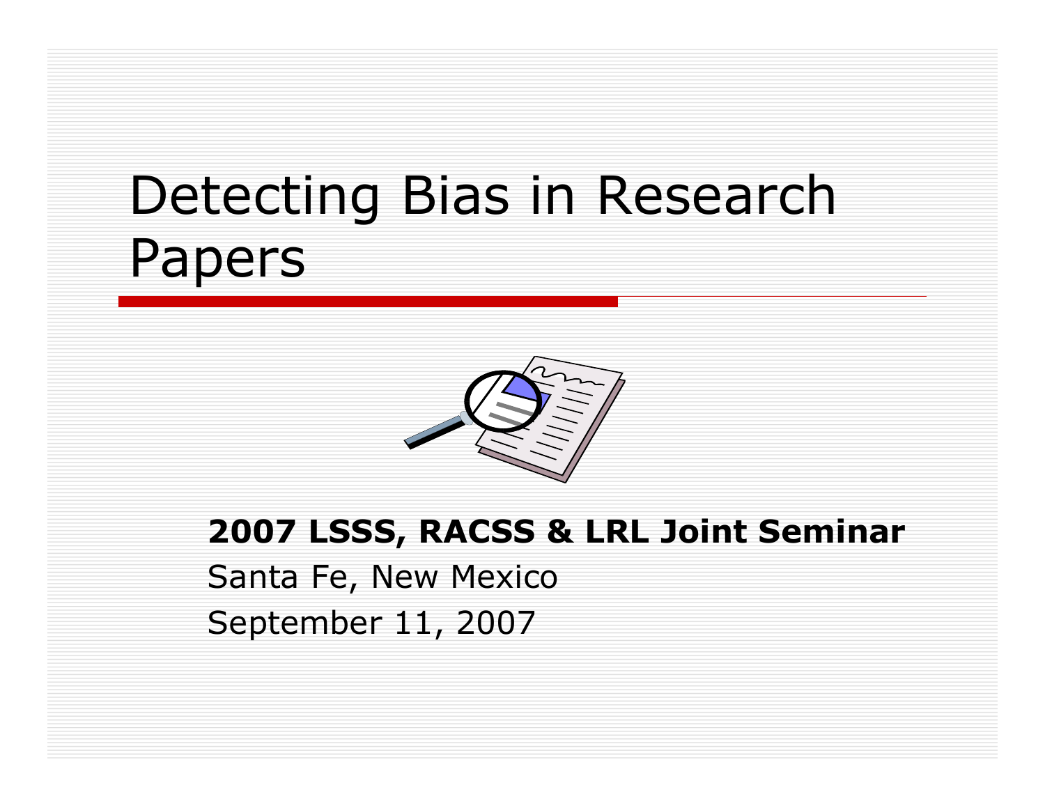# Detecting Bias in Research Papers

**2007 LSSS, RACSS & LRL Joint Seminar**

Santa Fe, New Mexico

September 11, 2007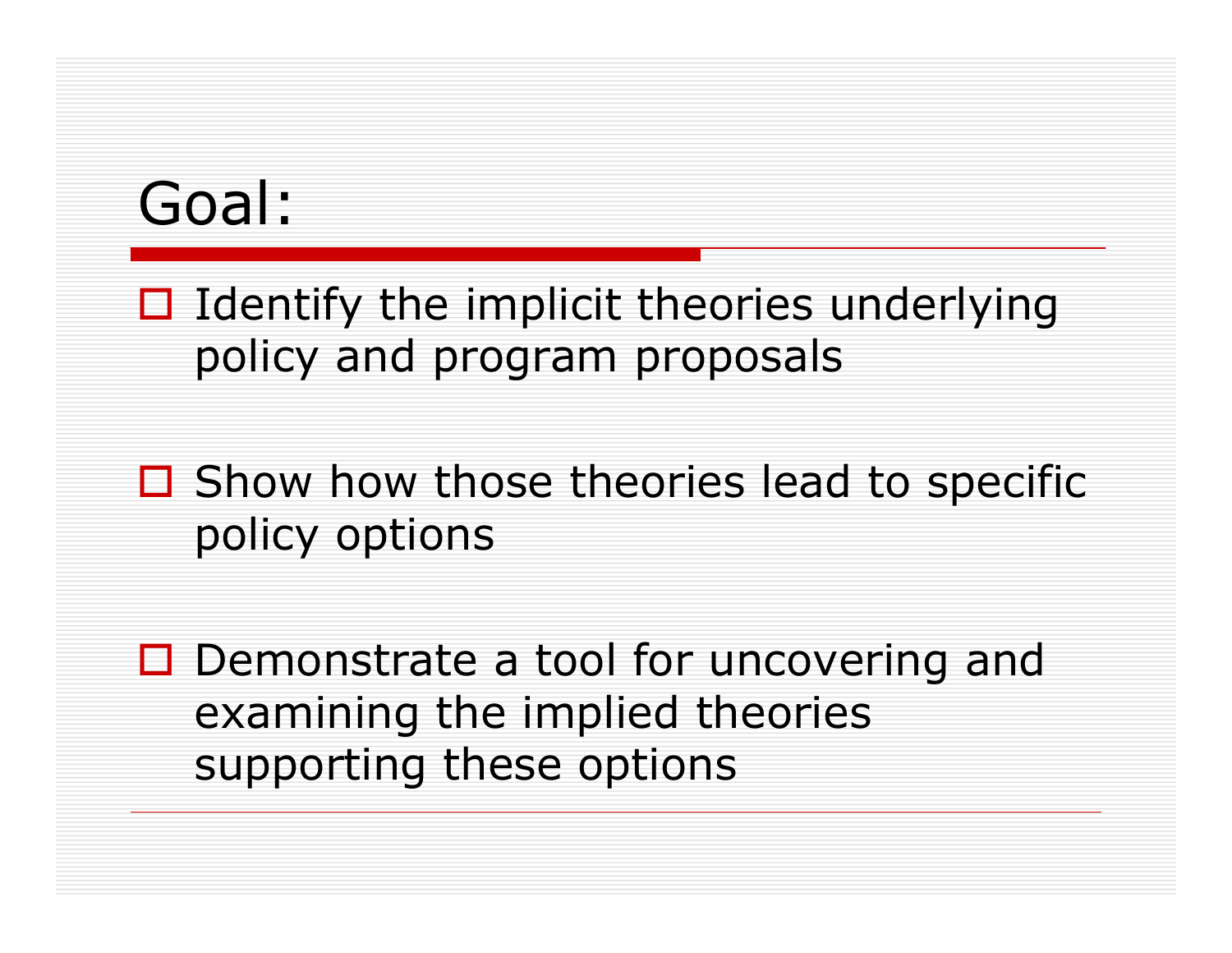# Goal:

- Identify the implicit theories underlying policy and program proposals
- Show how those theories lead to specific policy options
- Demonstrate a tool for uncovering and examining the implied theories supporting these options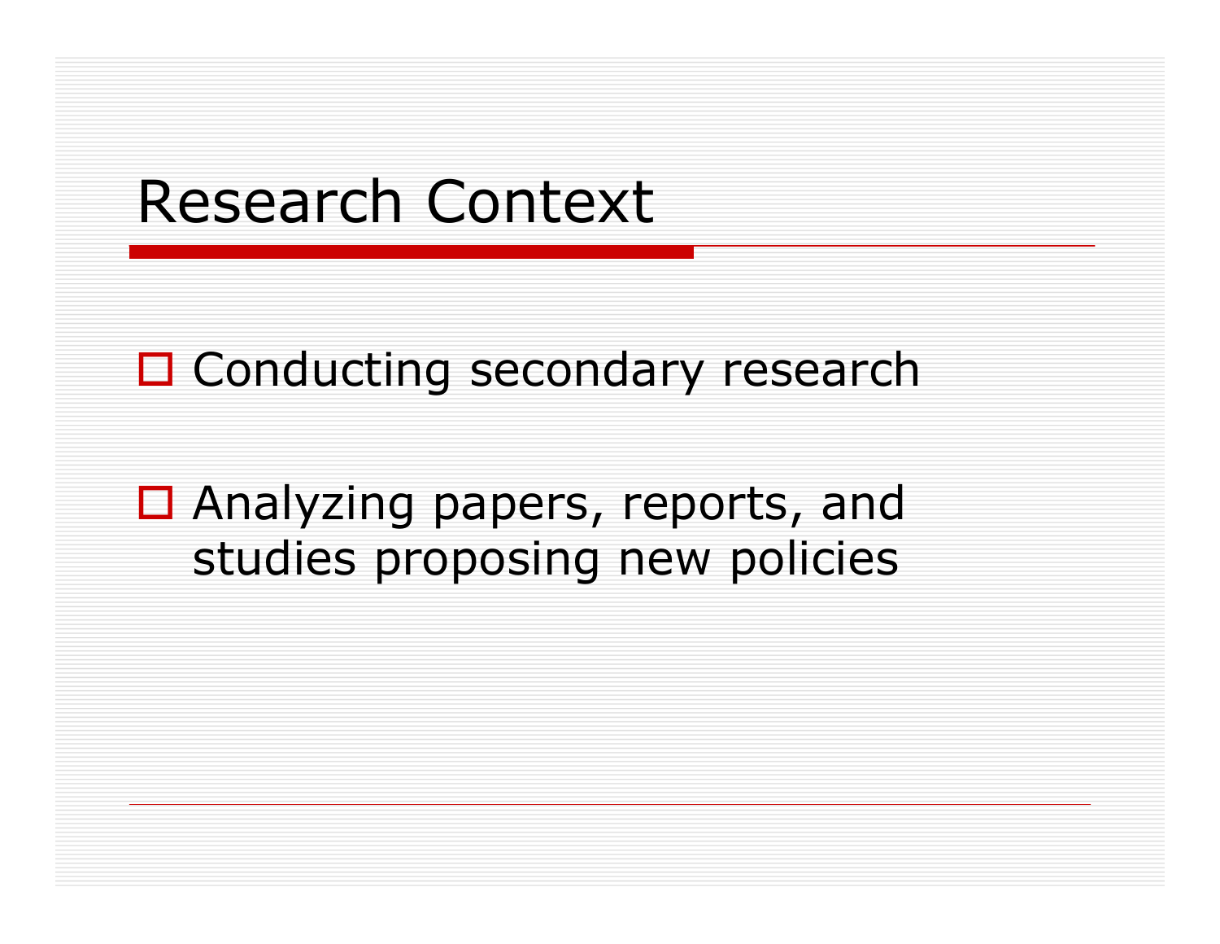# Research Context

- Conducting secondary research
- Analyzing papers, reports, and studies proposing new policies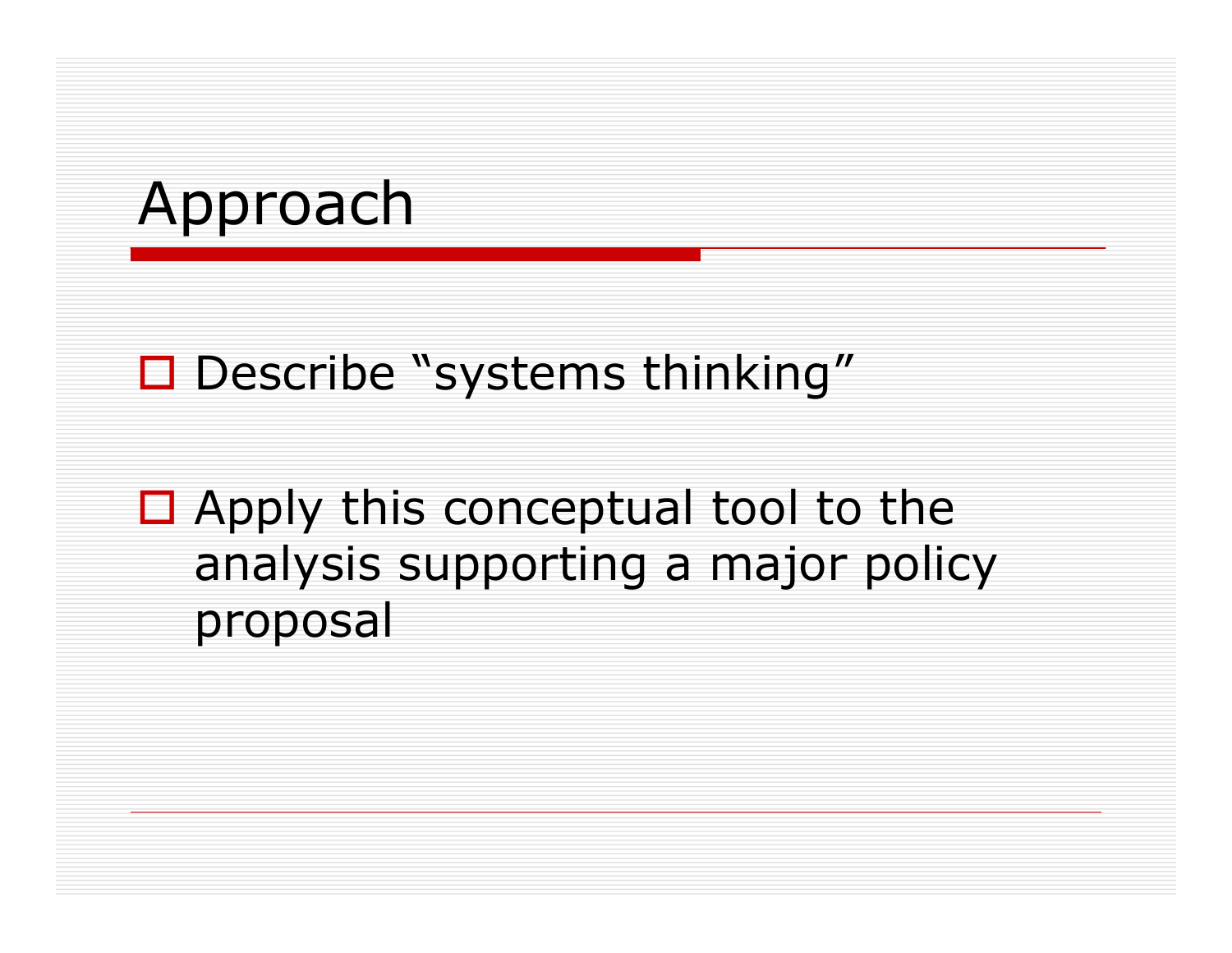# Approach

- Describe “systems thinking”
- Apply this conceptual tool to the analysis supporting a major policy proposal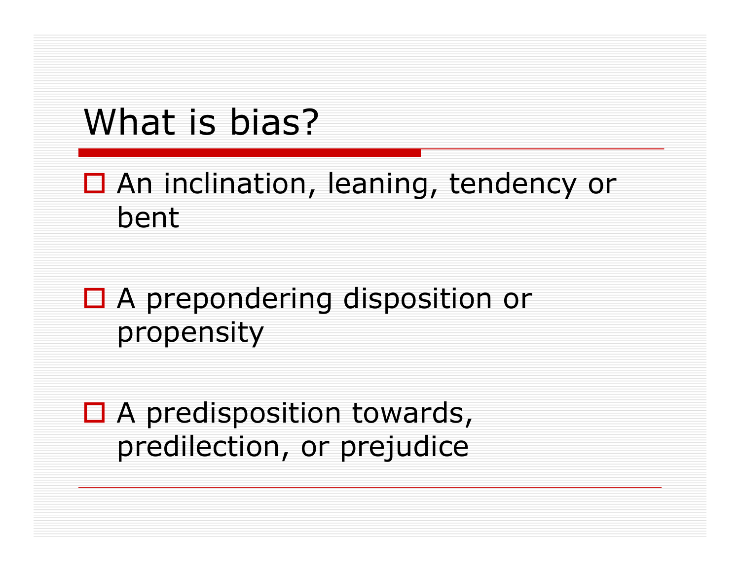# What is bias?

- An inclination, leaning, tendency or bent
- A prepondering disposition or propensity
- A predisposition towards, predilection, or prejudice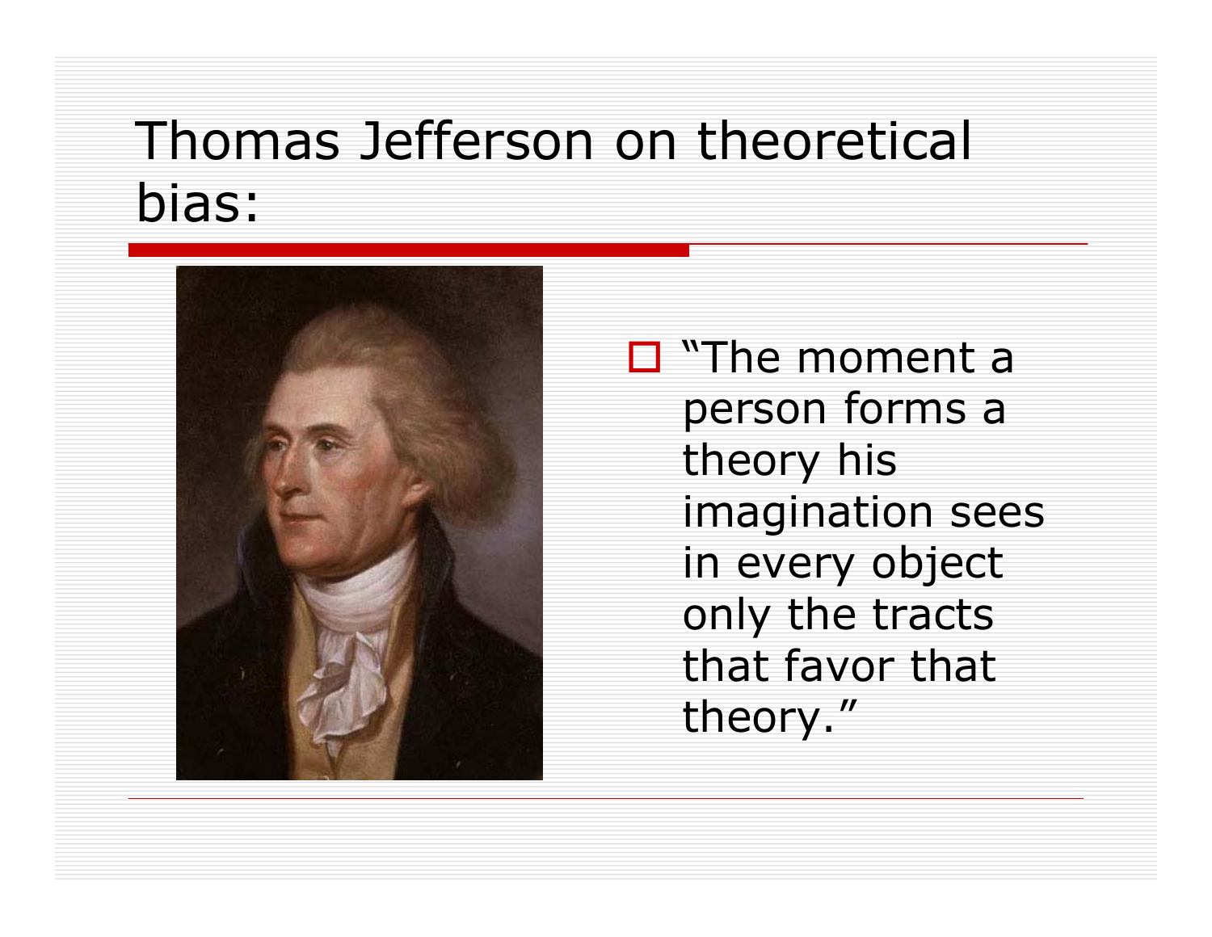# Thomas Jefferson on theoretical bias:

- "The moment a person forms a theory his imagination sees in every object only the tracts that favor that theory."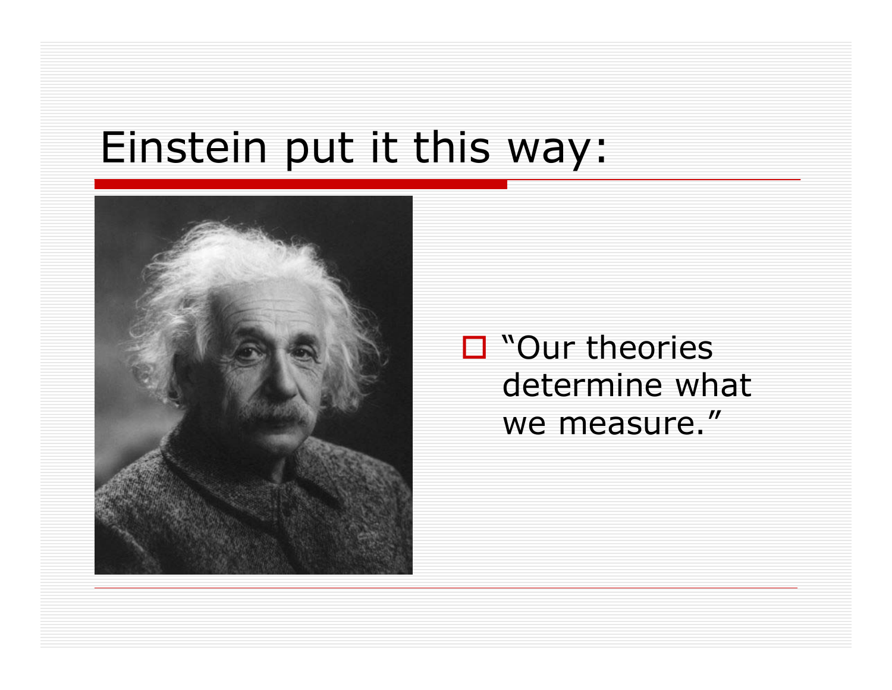# Einstein put it this way:

- "Our theories determine what we measure."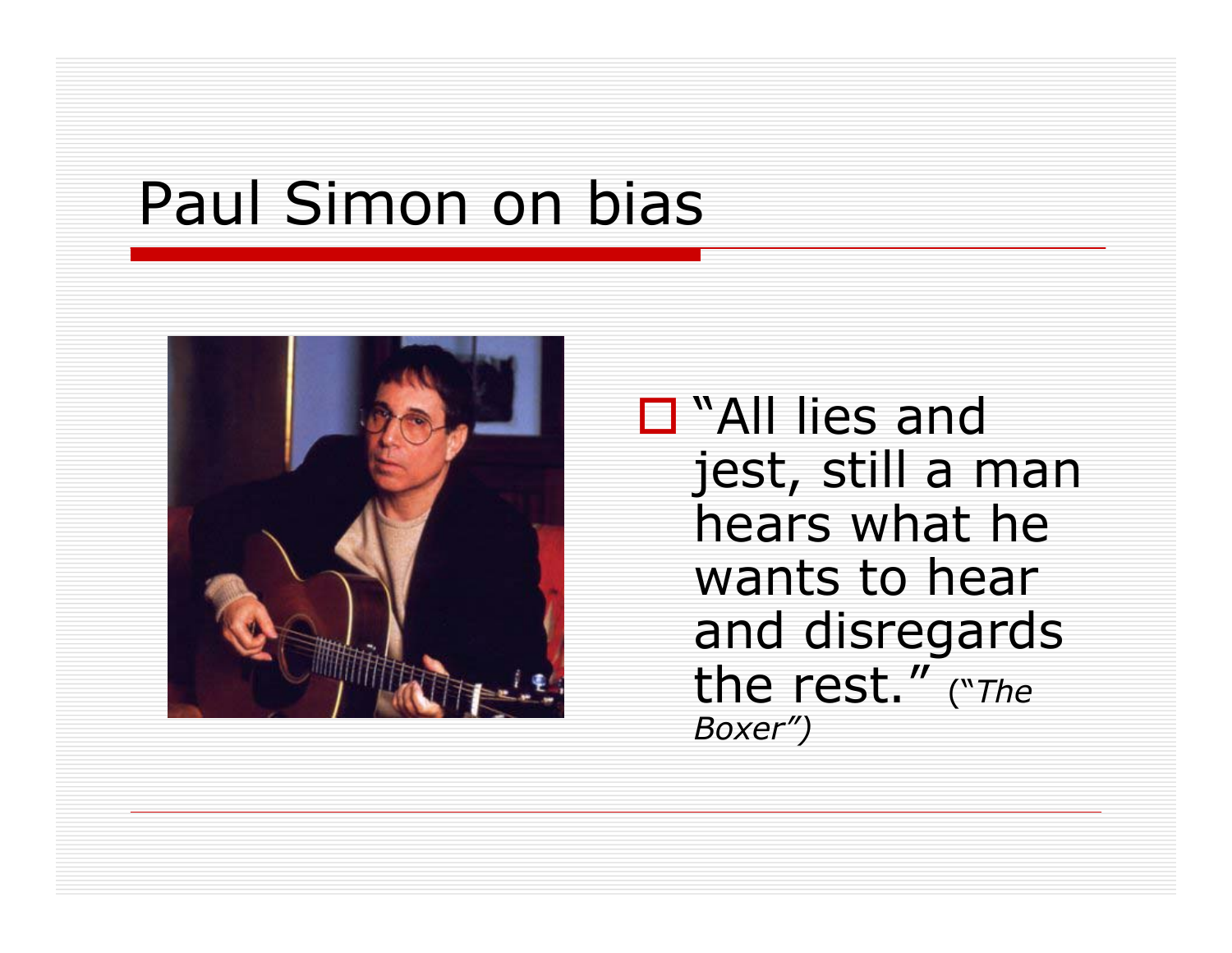# Paul Simon on bias

- "All lies and jest, still a man hears what he wants to hear and disregards the rest." *("The Boxer")*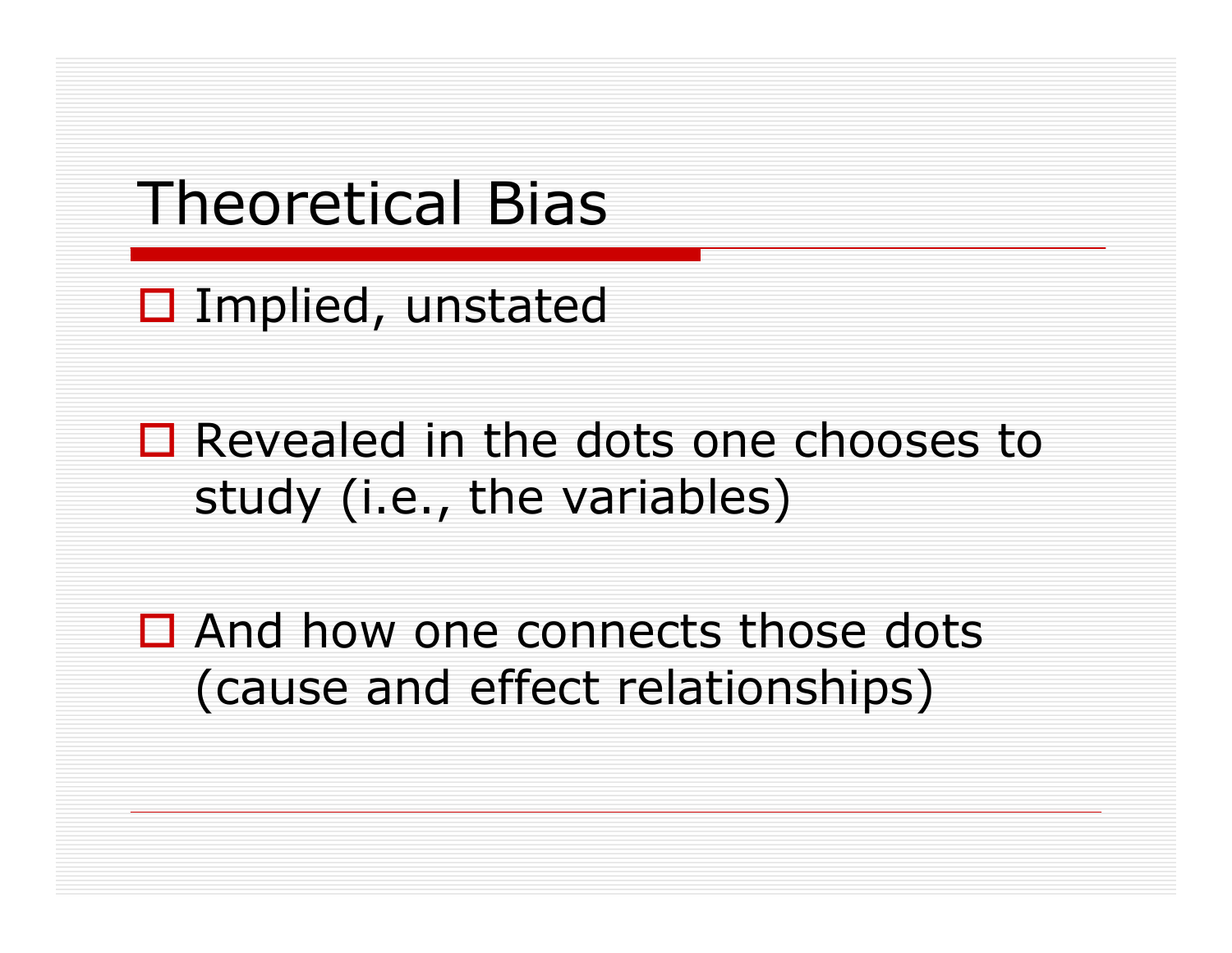# Theoretical Bias

- Implied, unstated
- Revealed in the dots one chooses to study (i.e., the variables)
- And how one connects those dots (cause and effect relationships)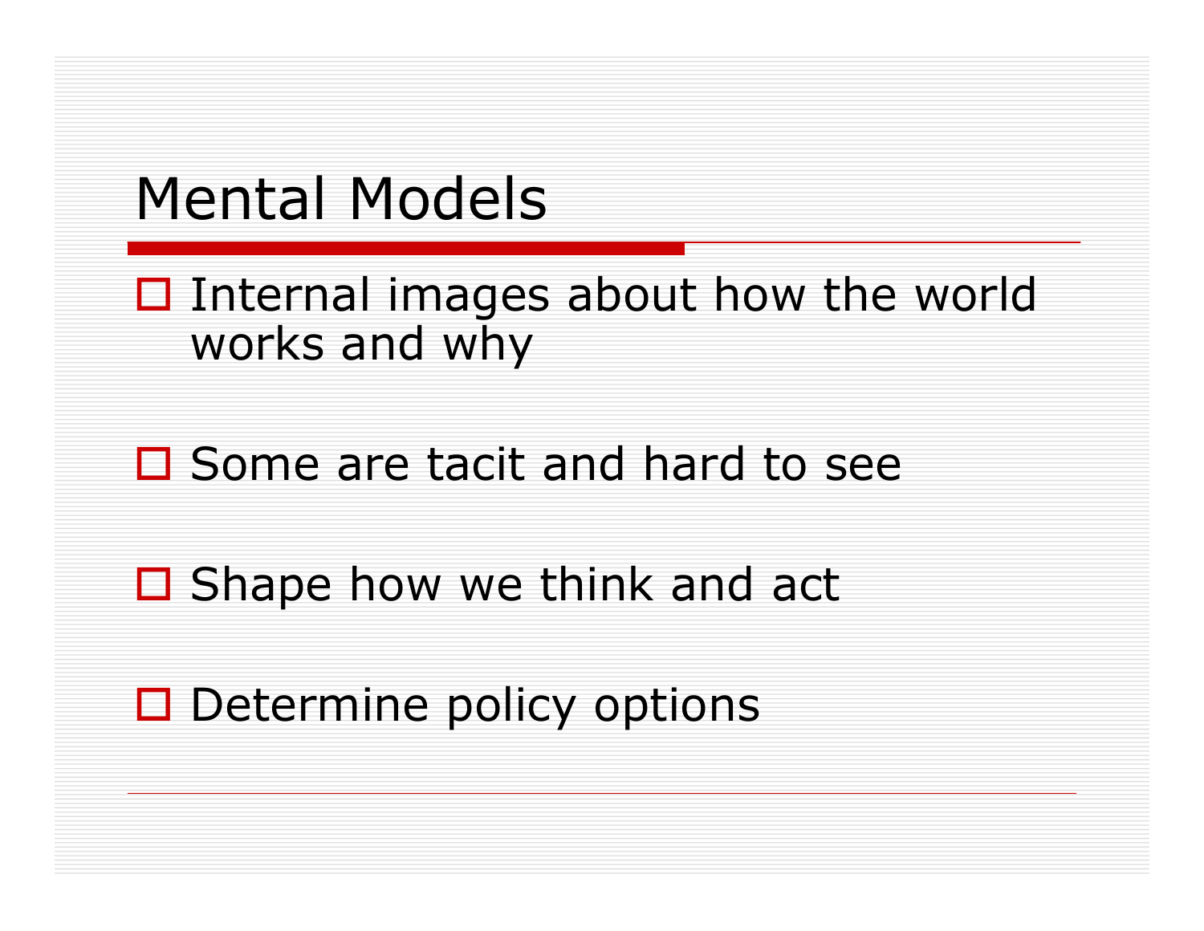# Mental Models

- Internal images about how the world works and why
- Some are tacit and hard to see
- Shape how we think and act
- Determine policy options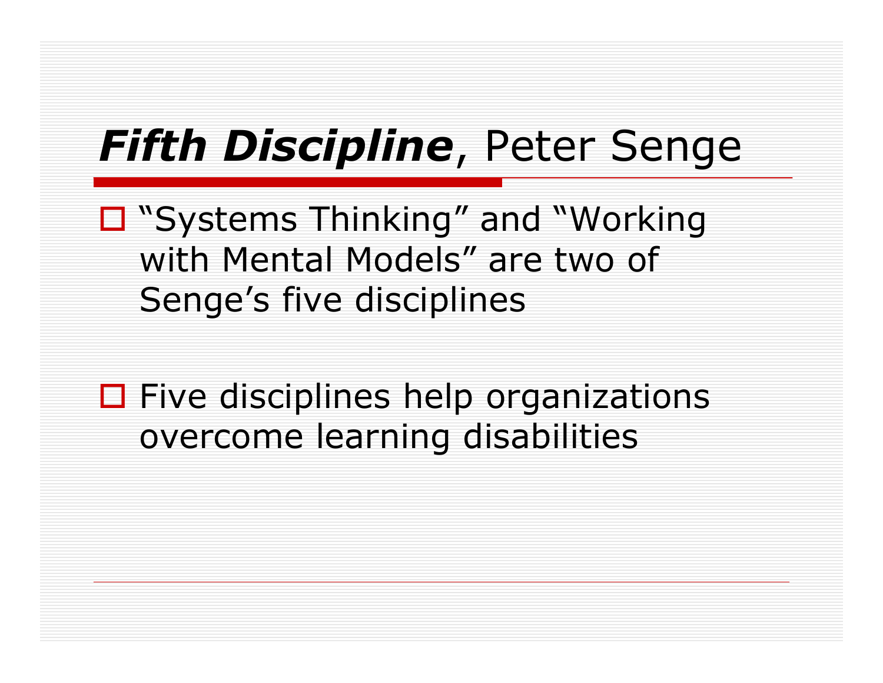# ***Fifth Discipline***, Peter Senge

- "Systems Thinking" and "Working with Mental Models" are two of Senge's five disciplines

- Five disciplines help organizations overcome learning disabilities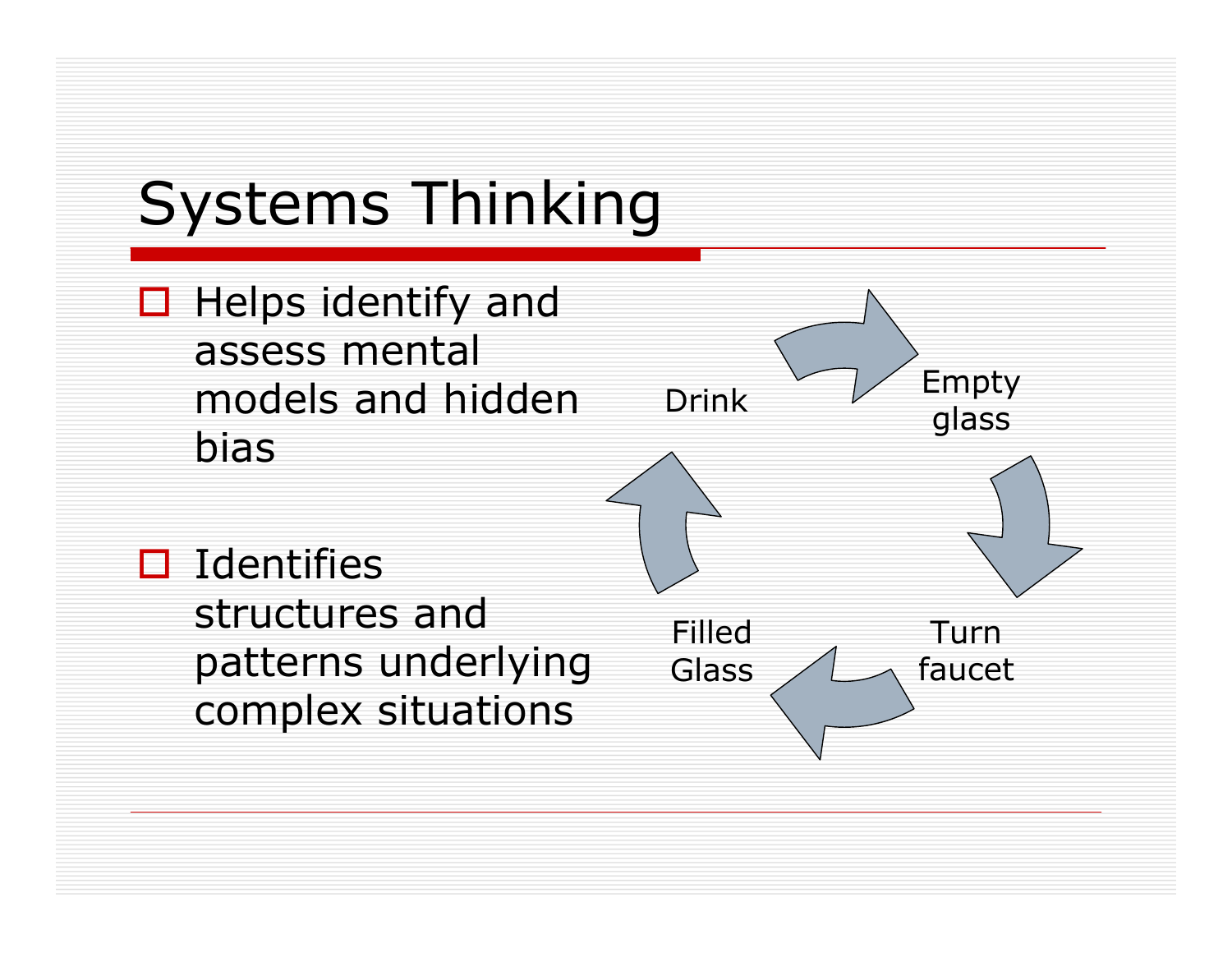# Systems Thinking

- Helps identify and assess mental models and hidden bias
- Identifies structures and patterns underlying complex situations

Drink

Empty glass

Turn faucet

Filled Glass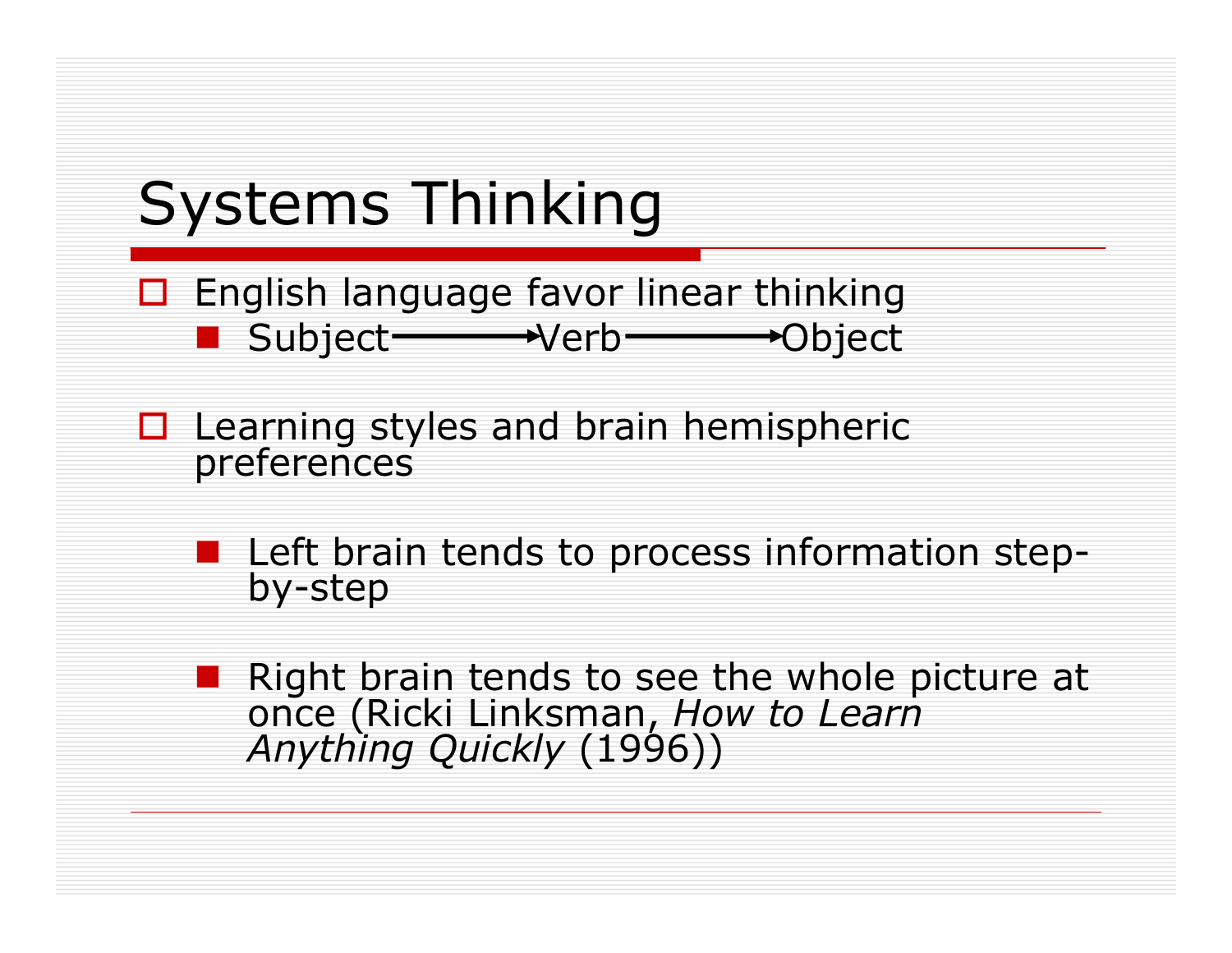# Systems Thinking

- English language favor linear thinking
  - Subject ⟶ Verb ⟶ Object
- Learning styles and brain hemispheric preferences
  - Left brain tends to process information step-by-step
  - Right brain tends to see the whole picture at once (Ricki Linksman, *How to Learn Anything Quickly* (1996))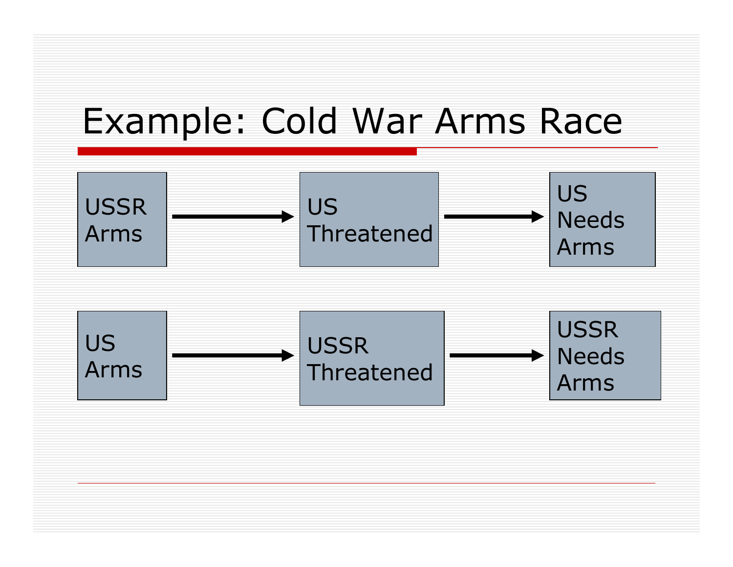# Example: Cold War Arms Race

USSR Arms → US Threatened → US Needs Arms

US Arms → USSR Threatened → USSR Needs Arms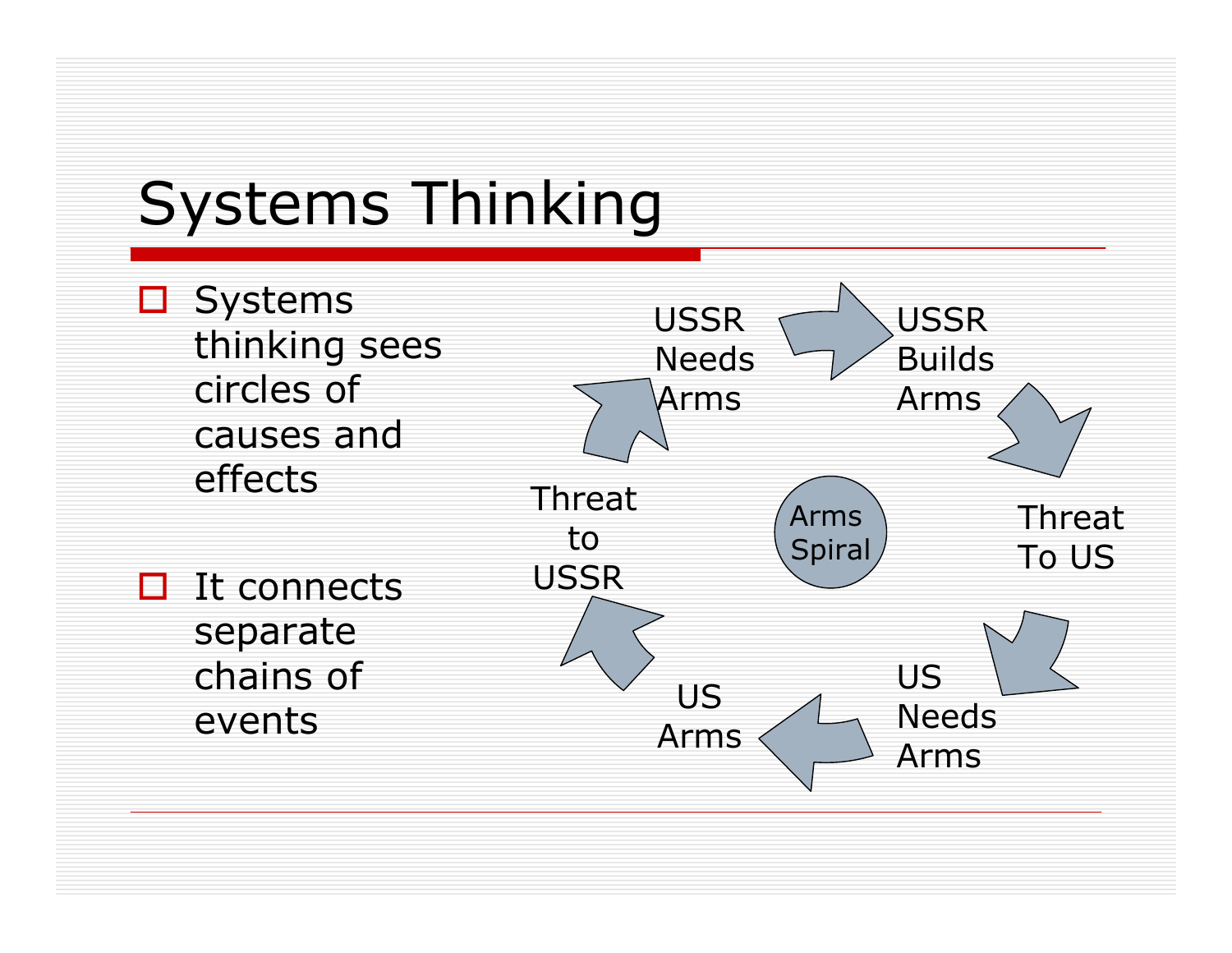# Systems Thinking

- Systems thinking sees circles of causes and effects
- It connects separate chains of events

USSR Needs Arms → USSR Builds Arms → Threat To US → US Needs Arms → US Arms → Threat to USSR → USSR Needs Arms

Arms Spiral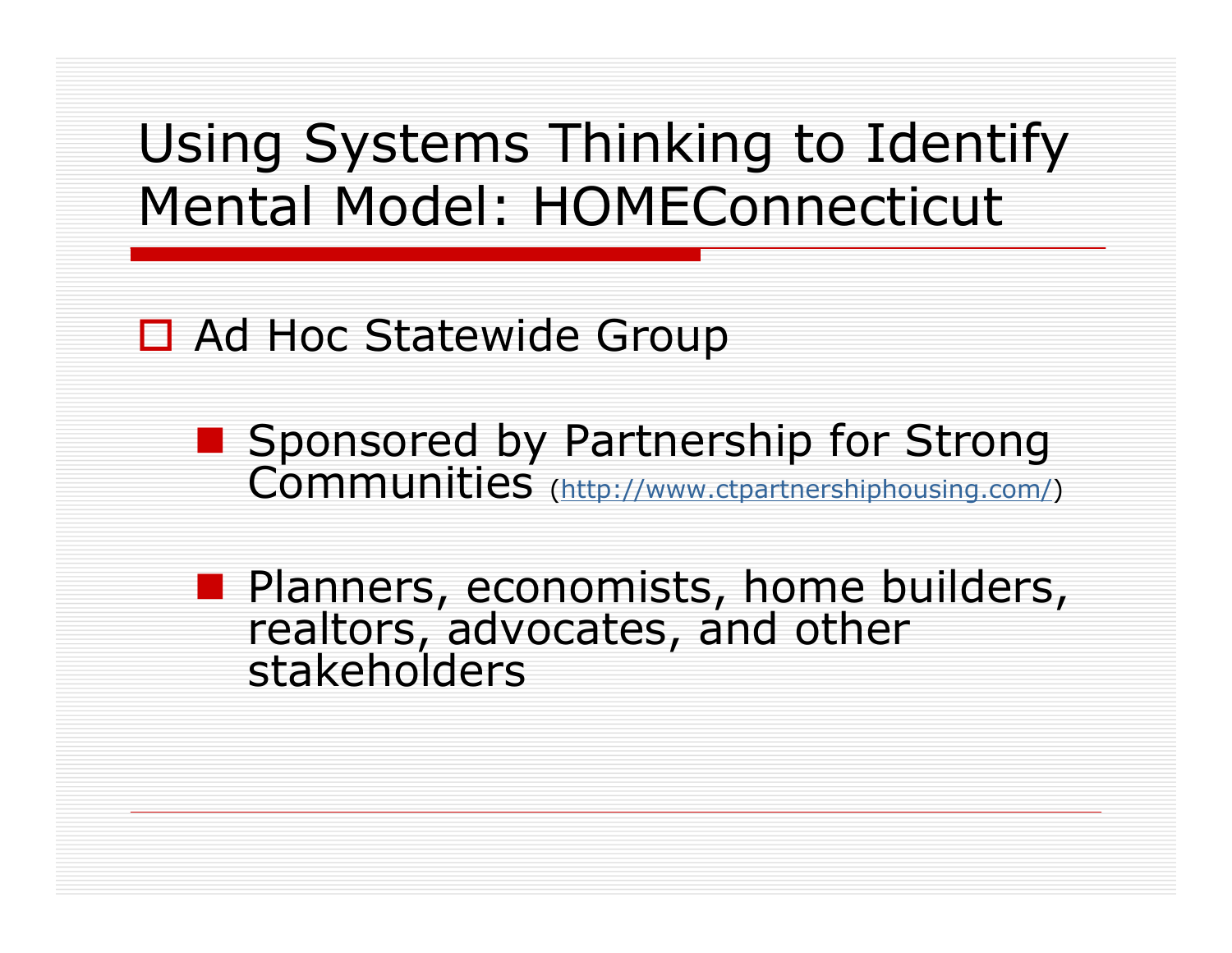# Using Systems Thinking to Identify Mental Model: HOMEConnecticut

- Ad Hoc Statewide Group
  - Sponsored by Partnership for Strong Communities (http://www.ctpartnershiphousing.com/)
  - Planners, economists, home builders, realtors, advocates, and other stakeholders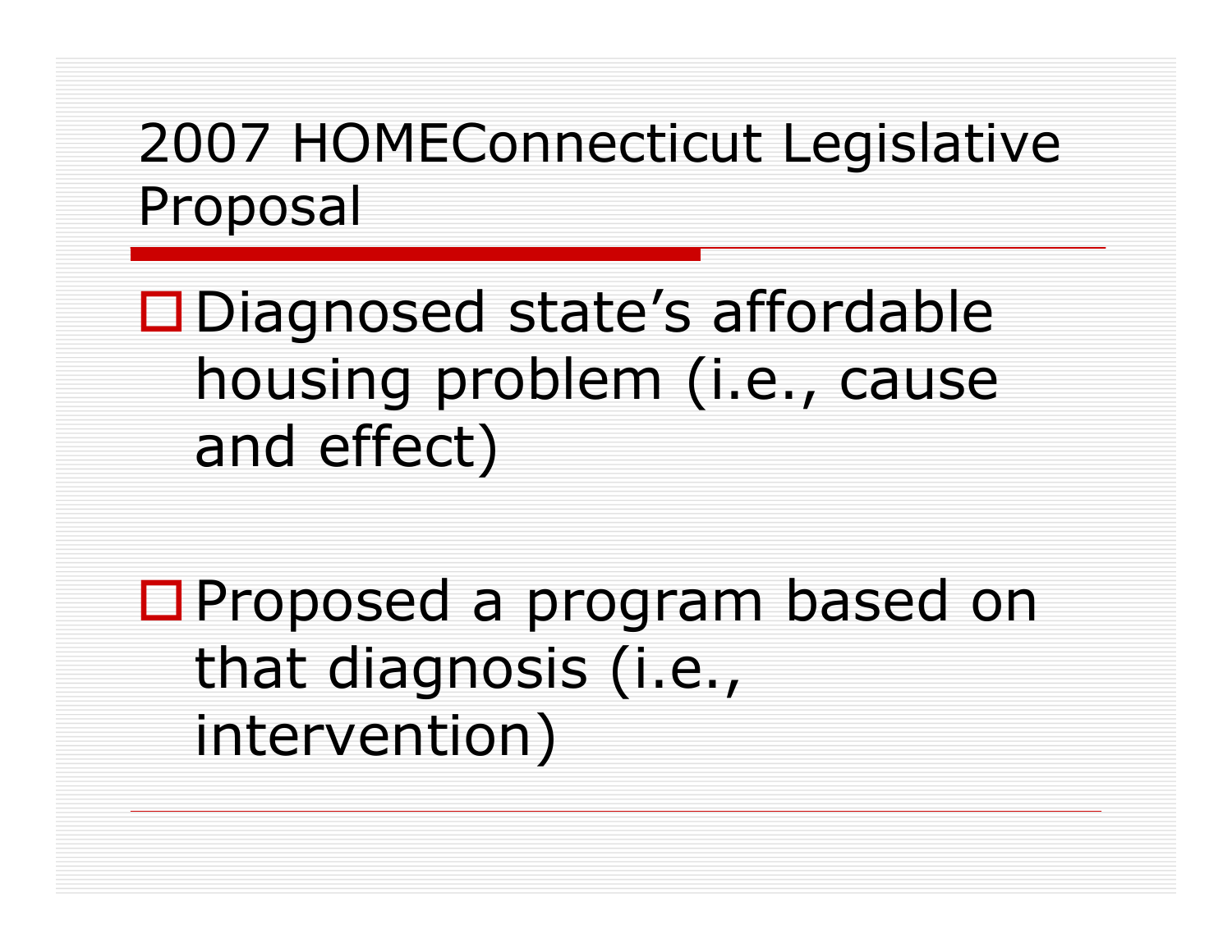# 2007 HOMEConnecticut Legislative Proposal

- Diagnosed state's affordable housing problem (i.e., cause and effect)

- Proposed a program based on that diagnosis (i.e., intervention)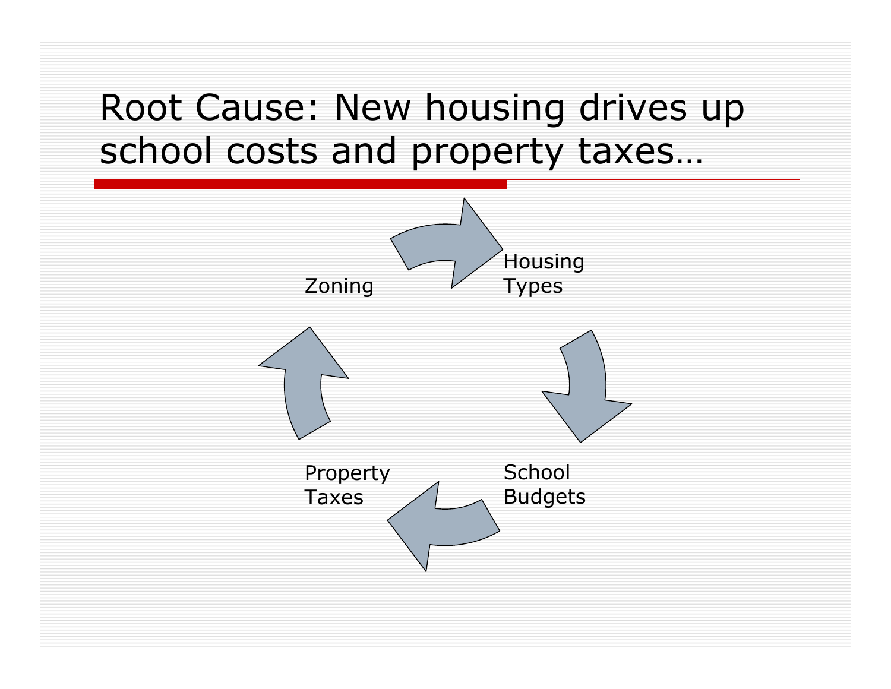# Root Cause: New housing drives up school costs and property taxes…

Zoning

Housing Types

School Budgets

Property Taxes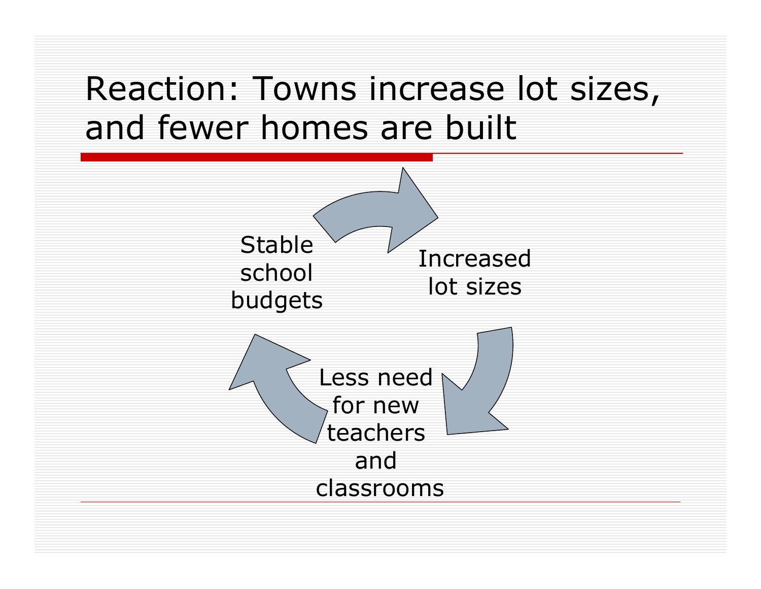# Reaction: Towns increase lot sizes, and fewer homes are built

Stable school budgets

Increased lot sizes

Less need for new teachers and classrooms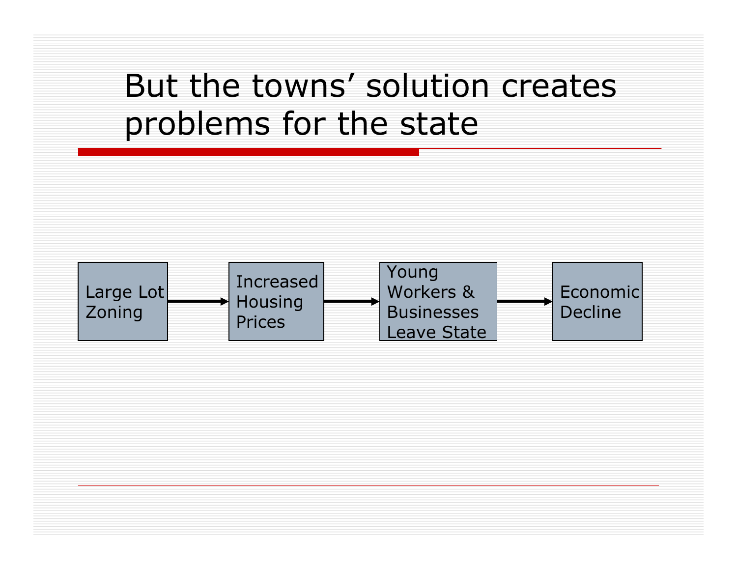# But the towns' solution creates problems for the state

Large Lot Zoning → Increased Housing Prices → Young Workers & Businesses Leave State → Economic Decline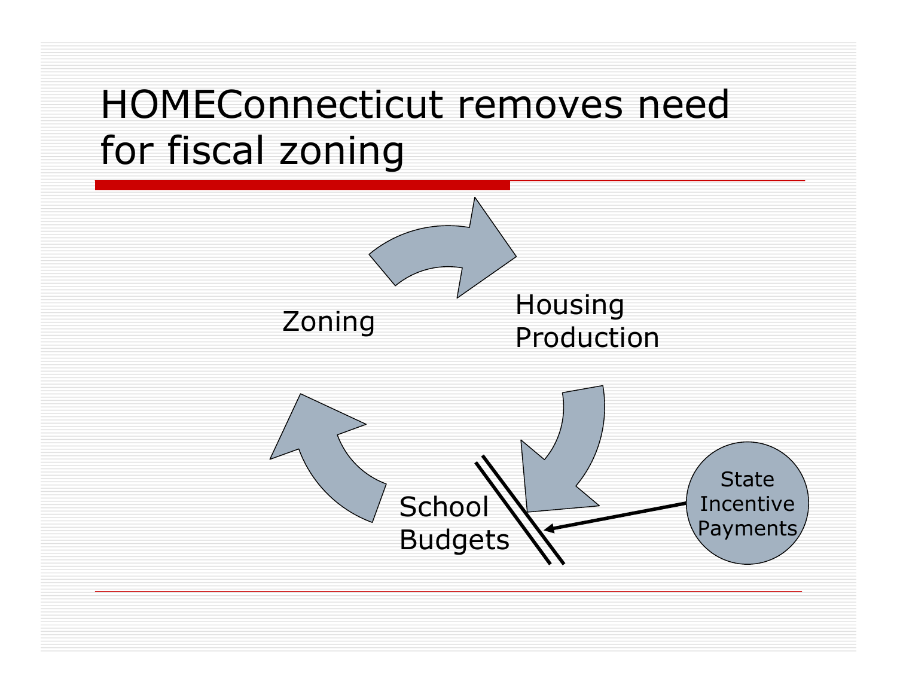# HOMEConnecticut removes need for fiscal zoning

Zoning

Housing Production

School Budgets

State Incentive Payments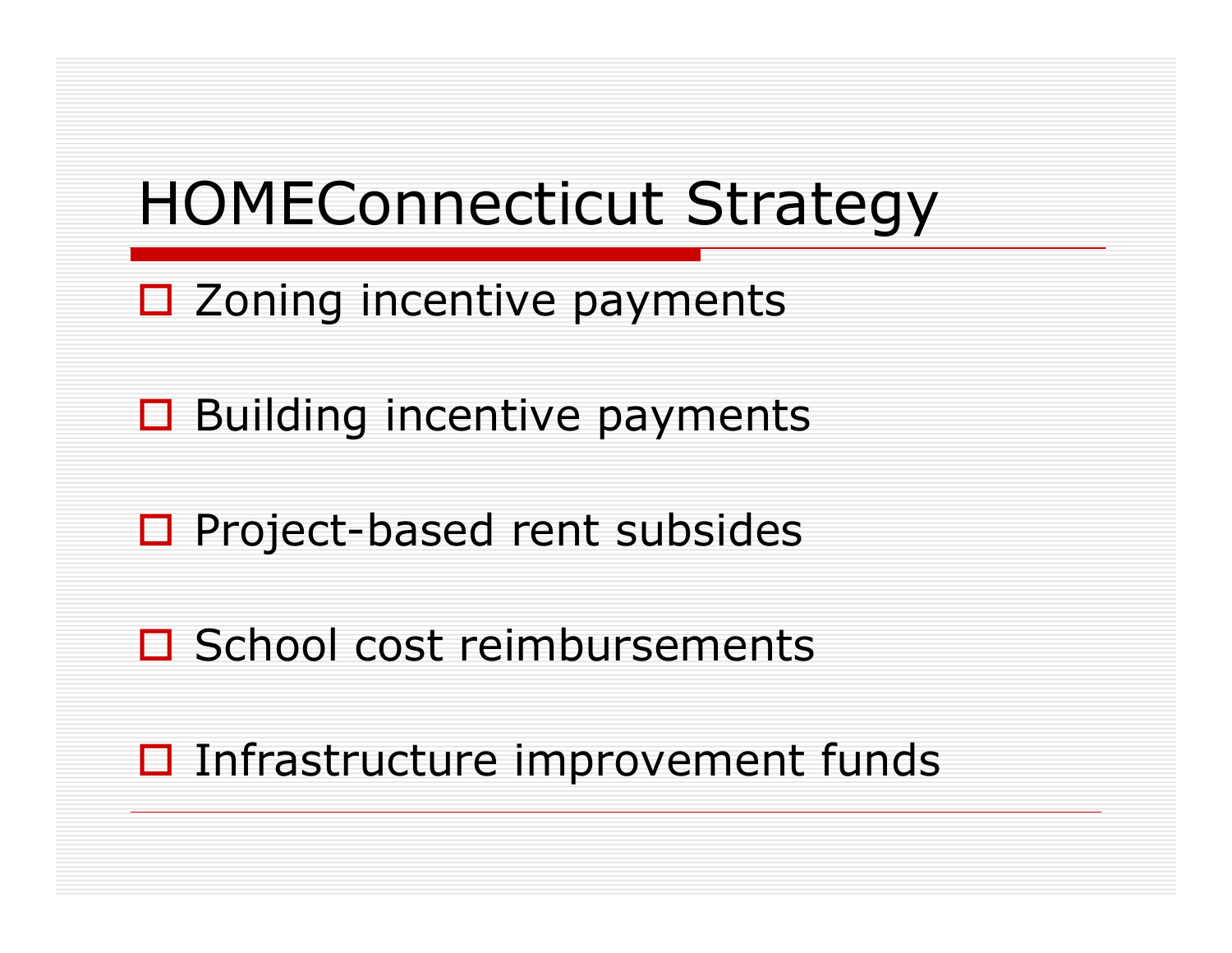# HOMEConnecticut Strategy

- Zoning incentive payments
- Building incentive payments
- Project-based rent subsides
- School cost reimbursements
- Infrastructure improvement funds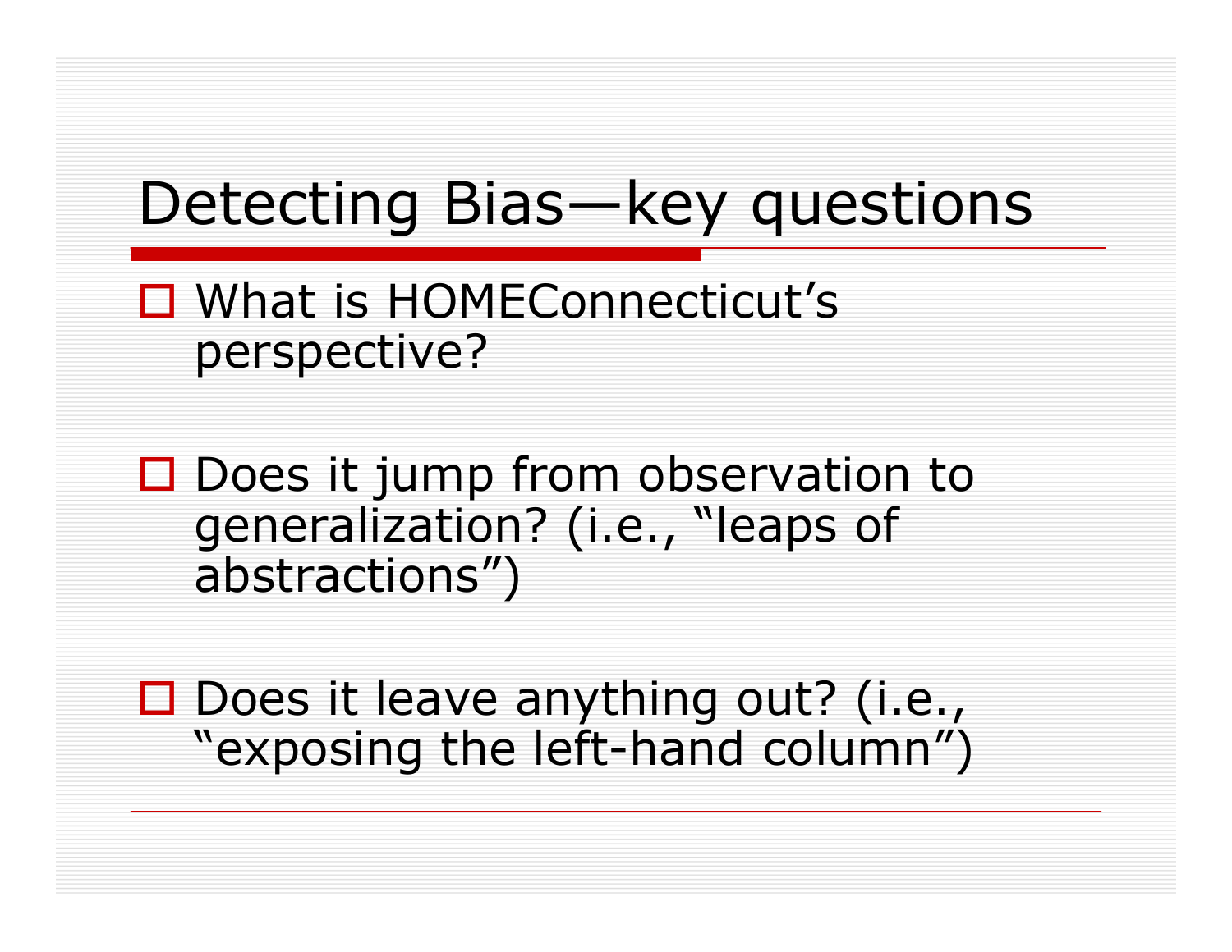# Detecting Bias—key questions

- What is HOMEConnecticut's perspective?
- Does it jump from observation to generalization? (i.e., "leaps of abstractions")
- Does it leave anything out? (i.e., "exposing the left-hand column")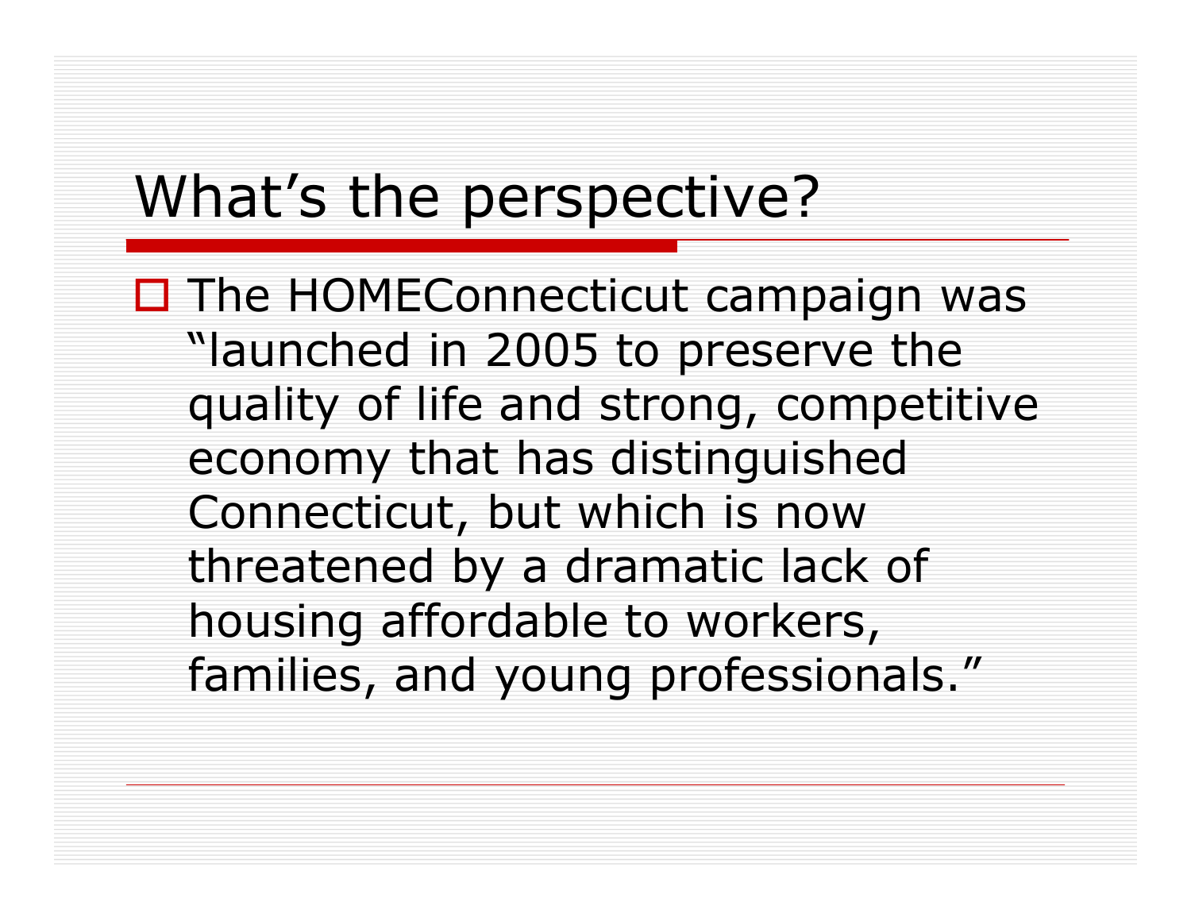# What’s the perspective?

- The HOMEConnecticut campaign was “launched in 2005 to preserve the quality of life and strong, competitive economy that has distinguished Connecticut, but which is now threatened by a dramatic lack of housing affordable to workers, families, and young professionals.”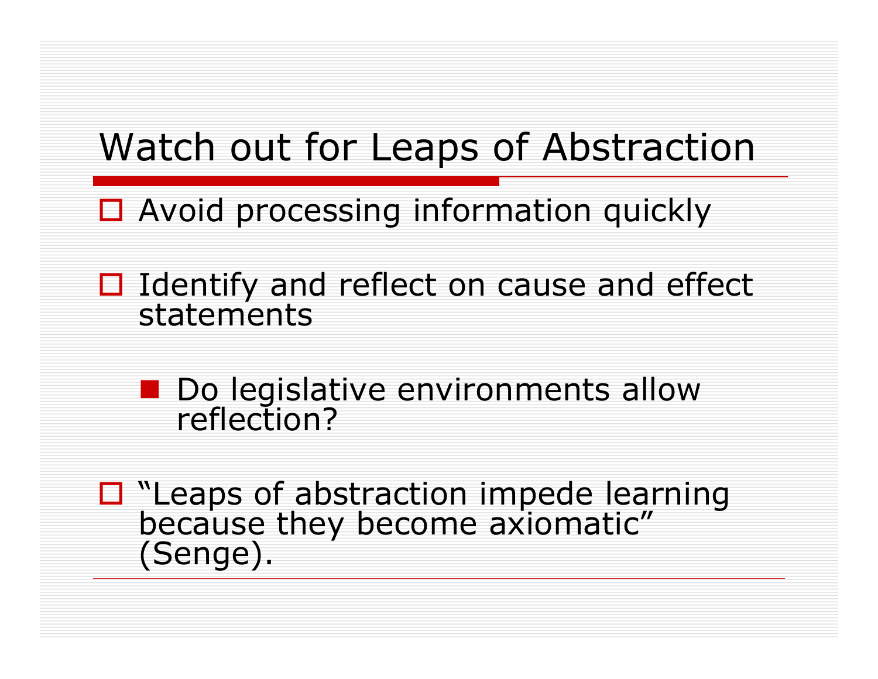# Watch out for Leaps of Abstraction

- Avoid processing information quickly
- Identify and reflect on cause and effect statements
  - Do legislative environments allow reflection?
- "Leaps of abstraction impede learning because they become axiomatic" (Senge).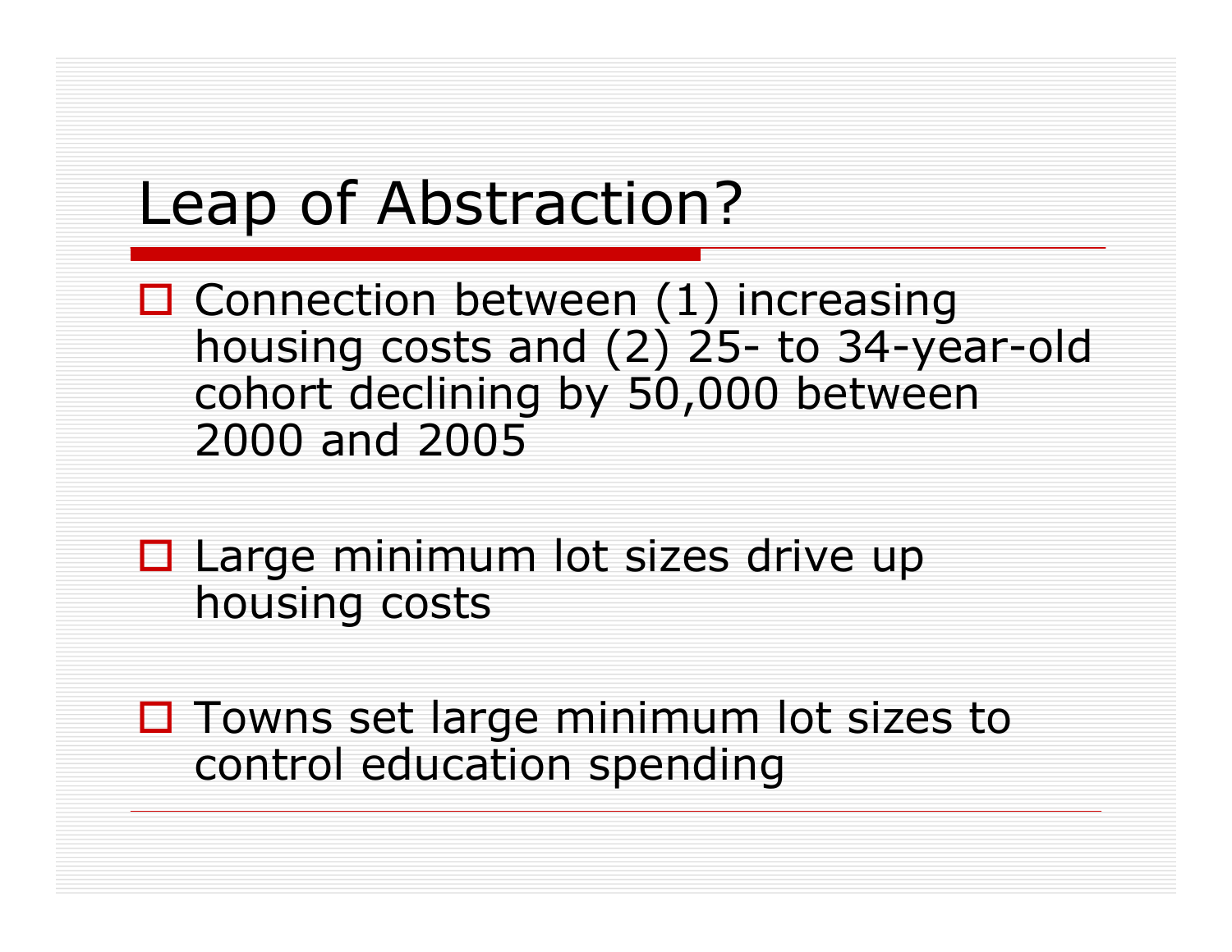# Leap of Abstraction?

- Connection between (1) increasing housing costs and (2) 25- to 34-year-old cohort declining by 50,000 between 2000 and 2005

- Large minimum lot sizes drive up housing costs

- Towns set large minimum lot sizes to control education spending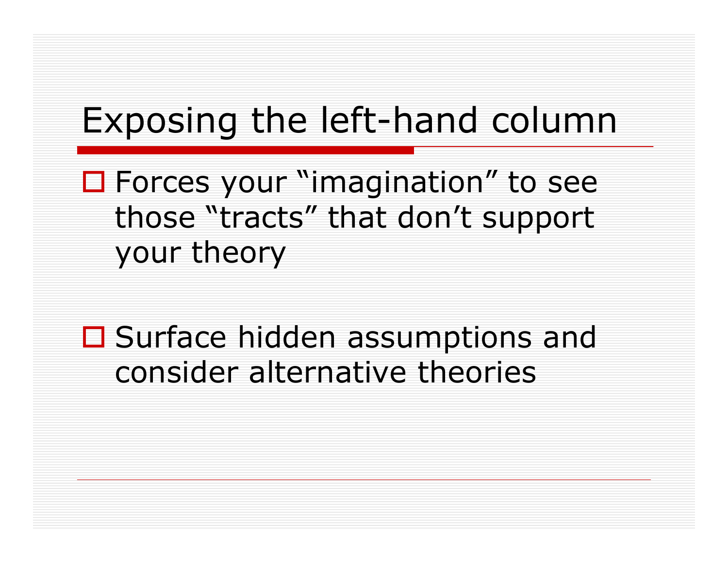# Exposing the left-hand column

- Forces your “imagination” to see those “tracts” that don’t support your theory

- Surface hidden assumptions and consider alternative theories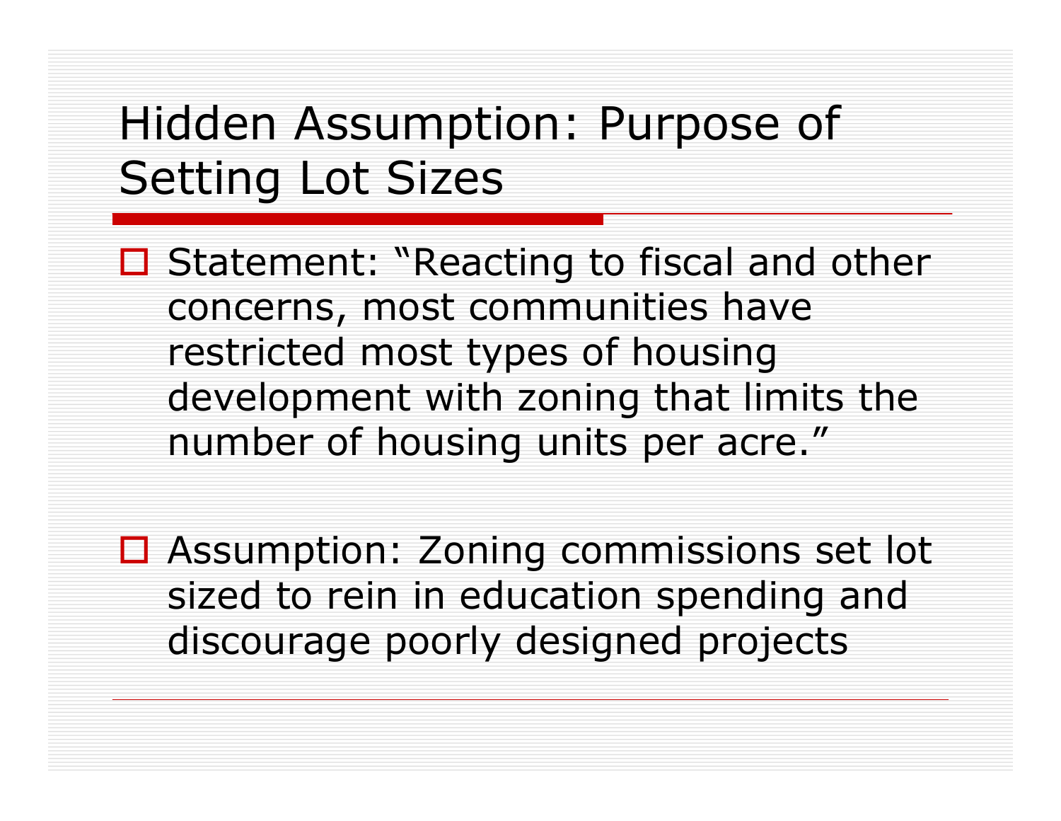# Hidden Assumption: Purpose of Setting Lot Sizes

- Statement: “Reacting to fiscal and other concerns, most communities have restricted most types of housing development with zoning that limits the number of housing units per acre.”

- Assumption: Zoning commissions set lot sized to rein in education spending and discourage poorly designed projects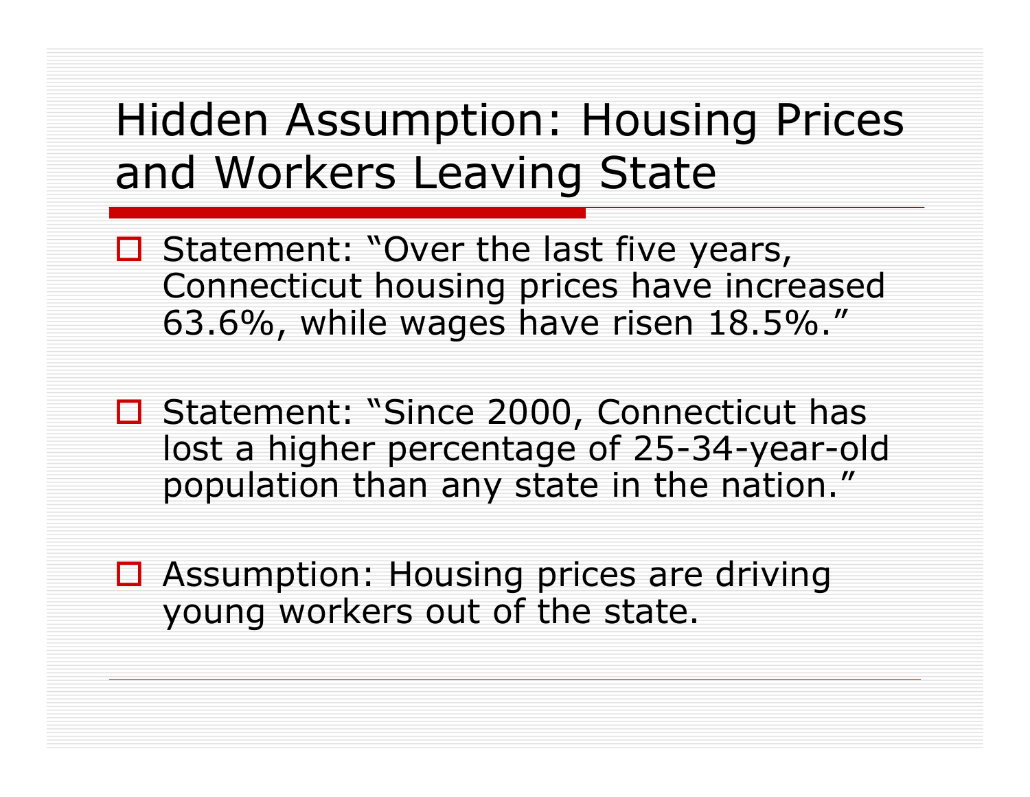# Hidden Assumption: Housing Prices and Workers Leaving State

- Statement: "Over the last five years, Connecticut housing prices have increased 63.6%, while wages have risen 18.5%."
- Statement: "Since 2000, Connecticut has lost a higher percentage of 25-34-year-old population than any state in the nation."
- Assumption: Housing prices are driving young workers out of the state.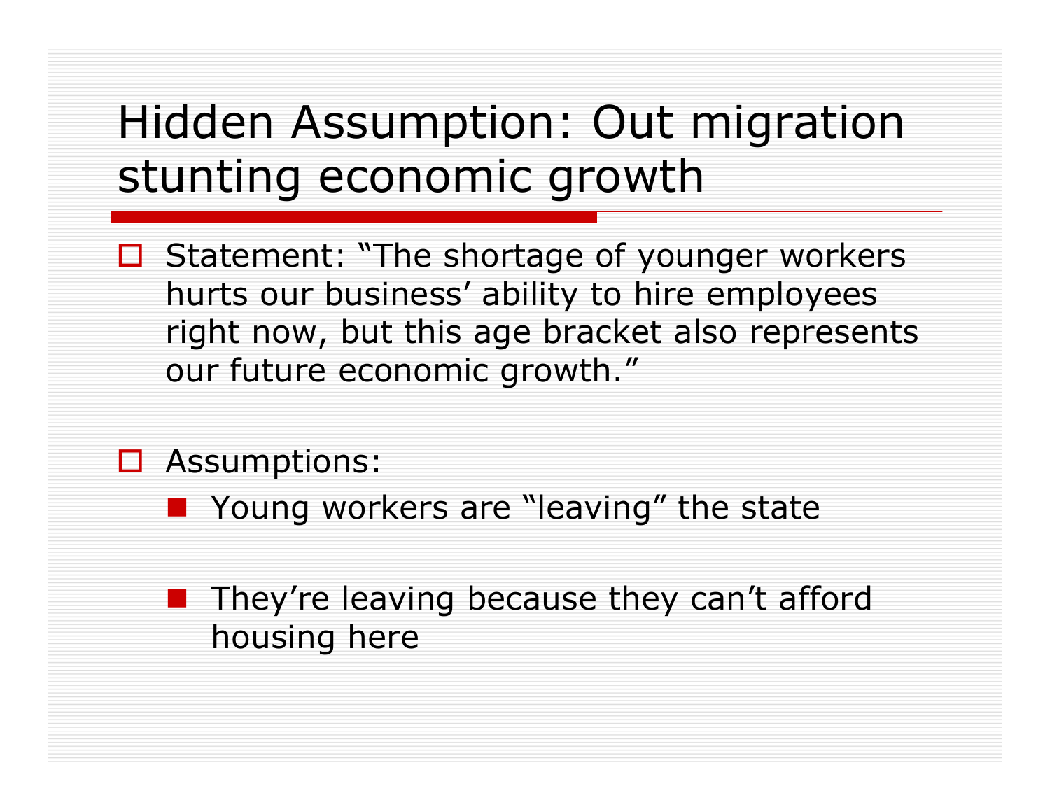# Hidden Assumption: Out migration stunting economic growth

- Statement: "The shortage of younger workers hurts our business' ability to hire employees right now, but this age bracket also represents our future economic growth."

- Assumptions:
  - Young workers are "leaving" the state

  - They're leaving because they can't afford housing here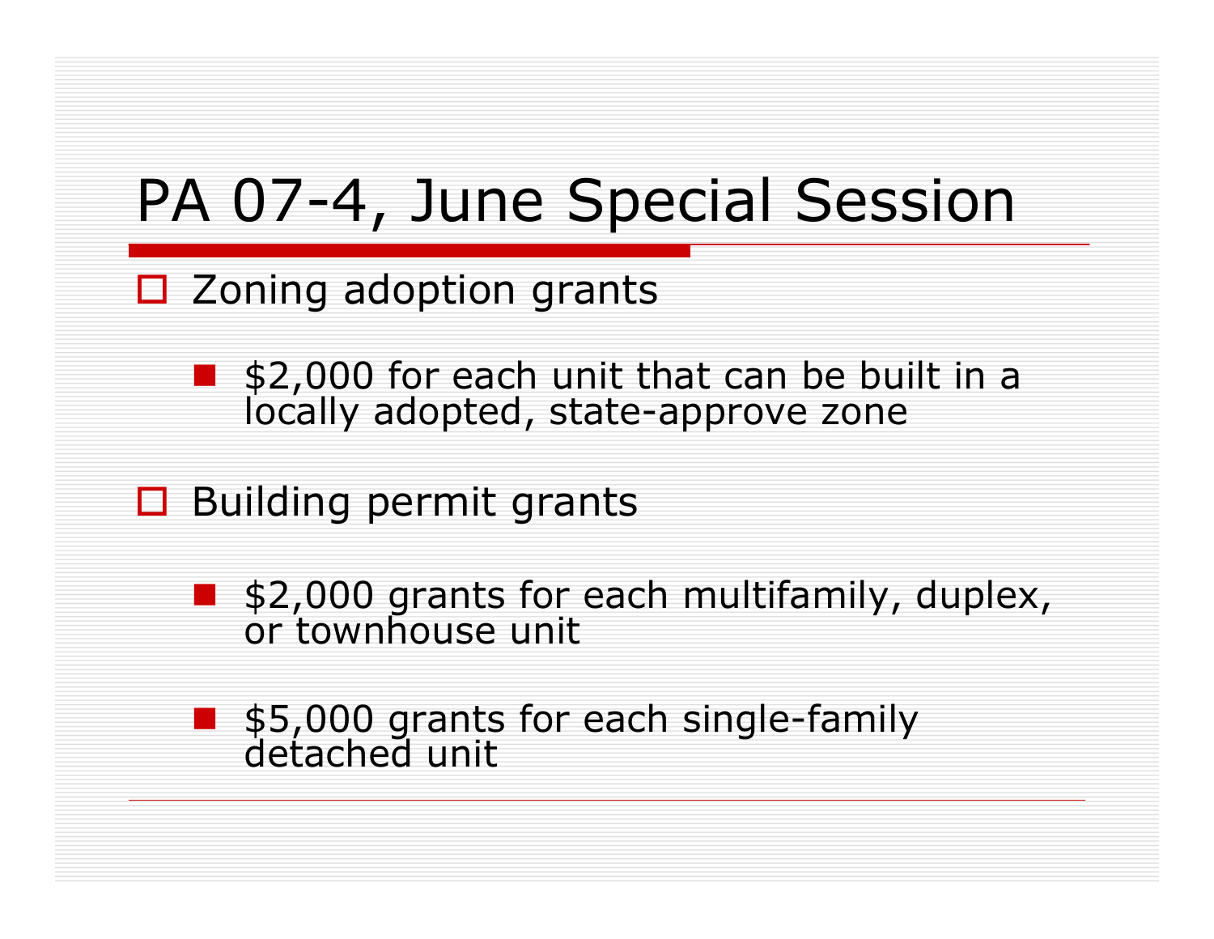# PA 07-4, June Special Session

- Zoning adoption grants
  - $2,000 for each unit that can be built in a locally adopted, state-approve zone
- Building permit grants
  - $2,000 grants for each multifamily, duplex, or townhouse unit
  - $5,000 grants for each single-family detached unit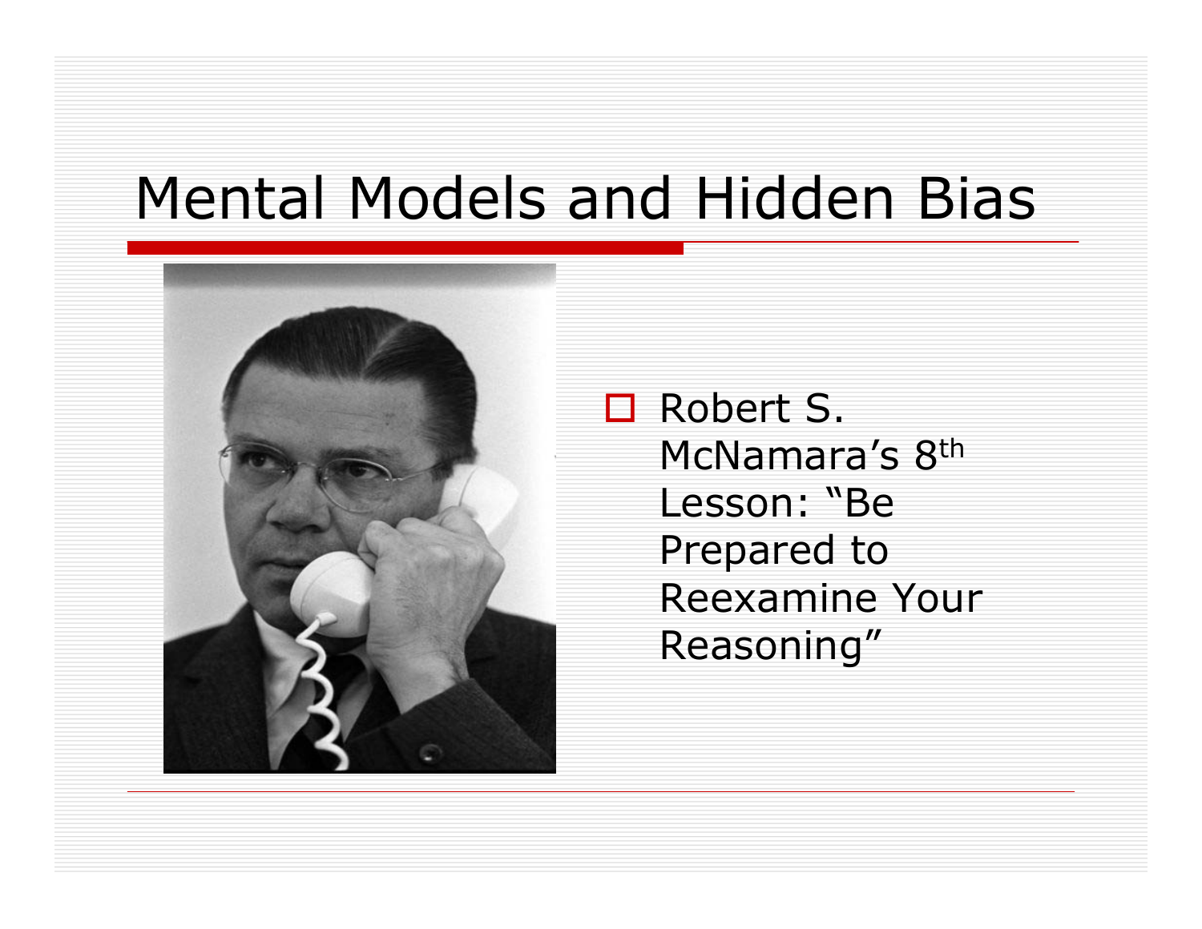# Mental Models and Hidden Bias

- Robert S. McNamara's 8th Lesson: "Be Prepared to Reexamine Your Reasoning"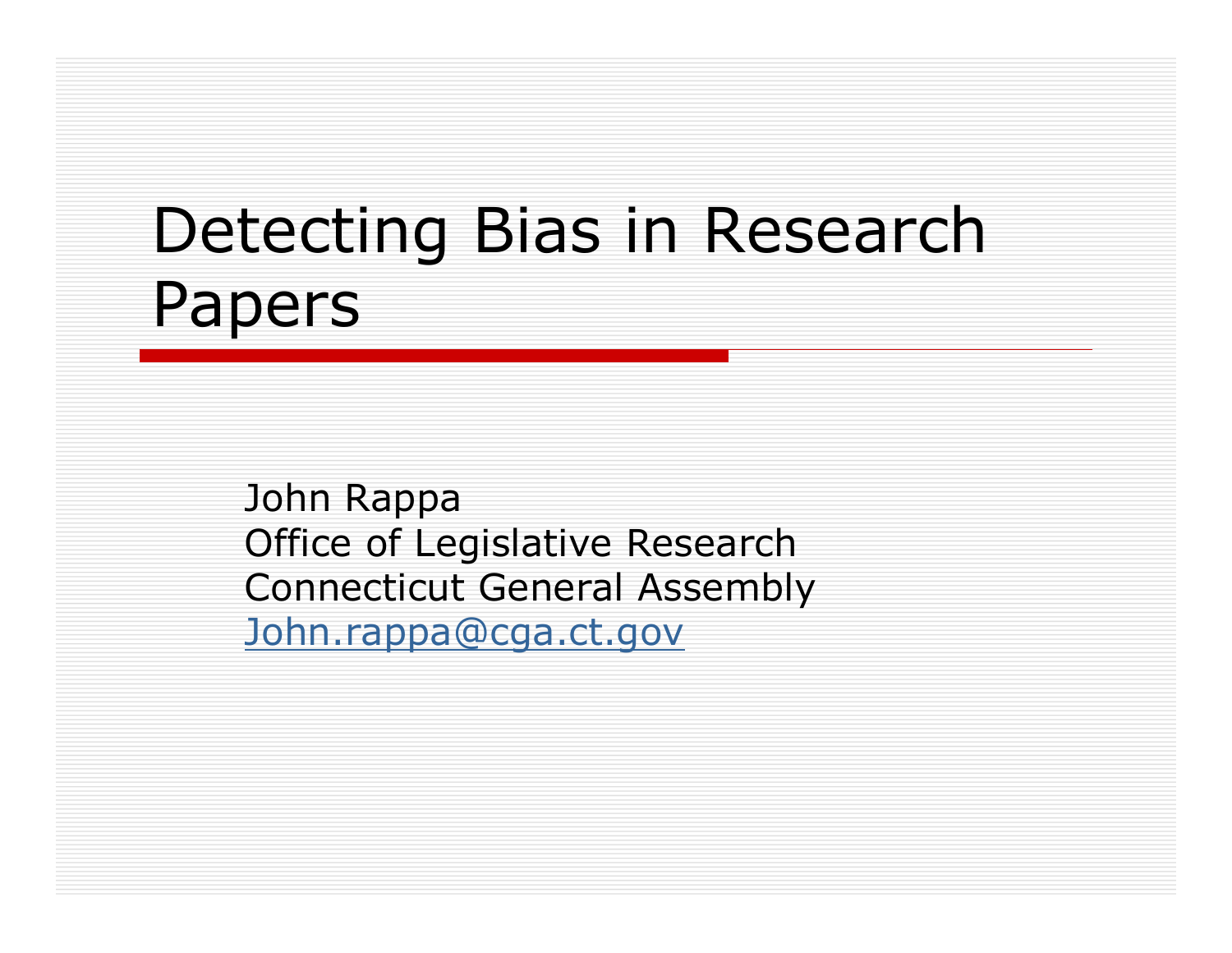# Detecting Bias in Research Papers

John Rappa
Office of Legislative Research
Connecticut General Assembly
John.rappa@cga.ct.gov